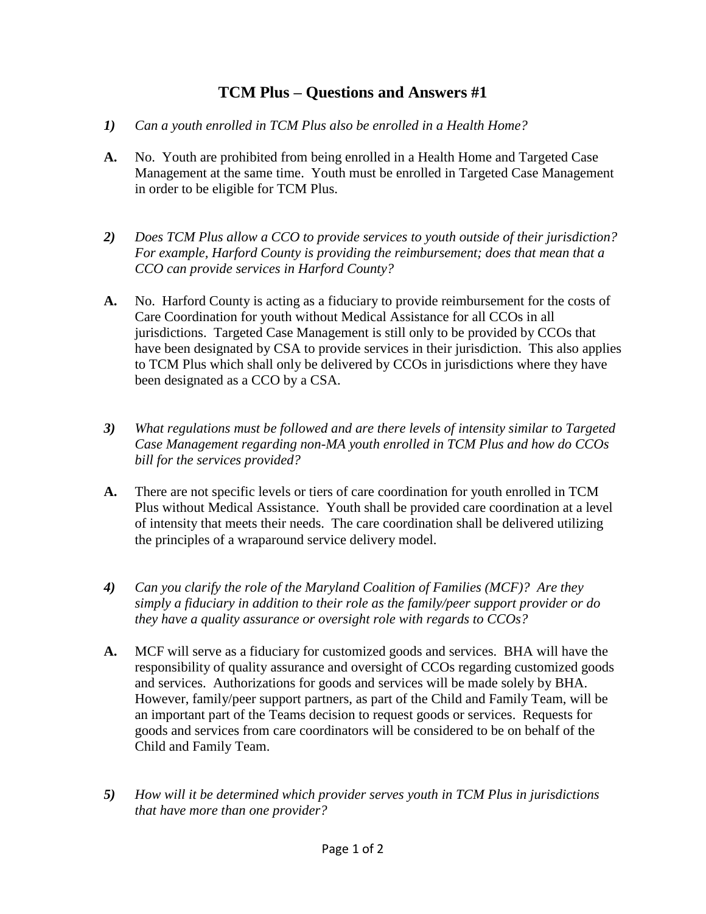# TCM Plus – Questions and Answers #1

***1)*** *Can a youth enrolled in TCM Plus also be enrolled in a Health Home?*

**A.** No. Youth are prohibited from being enrolled in a Health Home and Targeted Case Management at the same time. Youth must be enrolled in Targeted Case Management in order to be eligible for TCM Plus.

***2)*** *Does TCM Plus allow a CCO to provide services to youth outside of their jurisdiction? For example, Harford County is providing the reimbursement; does that mean that a CCO can provide services in Harford County?*

**A.** No. Harford County is acting as a fiduciary to provide reimbursement for the costs of Care Coordination for youth without Medical Assistance for all CCOs in all jurisdictions. Targeted Case Management is still only to be provided by CCOs that have been designated by CSA to provide services in their jurisdiction. This also applies to TCM Plus which shall only be delivered by CCOs in jurisdictions where they have been designated as a CCO by a CSA.

***3)*** *What regulations must be followed and are there levels of intensity similar to Targeted Case Management regarding non-MA youth enrolled in TCM Plus and how do CCOs bill for the services provided?*

**A.** There are not specific levels or tiers of care coordination for youth enrolled in TCM Plus without Medical Assistance. Youth shall be provided care coordination at a level of intensity that meets their needs. The care coordination shall be delivered utilizing the principles of a wraparound service delivery model.

***4)*** *Can you clarify the role of the Maryland Coalition of Families (MCF)? Are they simply a fiduciary in addition to their role as the family/peer support provider or do they have a quality assurance or oversight role with regards to CCOs?*

**A.** MCF will serve as a fiduciary for customized goods and services. BHA will have the responsibility of quality assurance and oversight of CCOs regarding customized goods and services. Authorizations for goods and services will be made solely by BHA. However, family/peer support partners, as part of the Child and Family Team, will be an important part of the Teams decision to request goods or services. Requests for goods and services from care coordinators will be considered to be on behalf of the Child and Family Team.

***5)*** *How will it be determined which provider serves youth in TCM Plus in jurisdictions that have more than one provider?*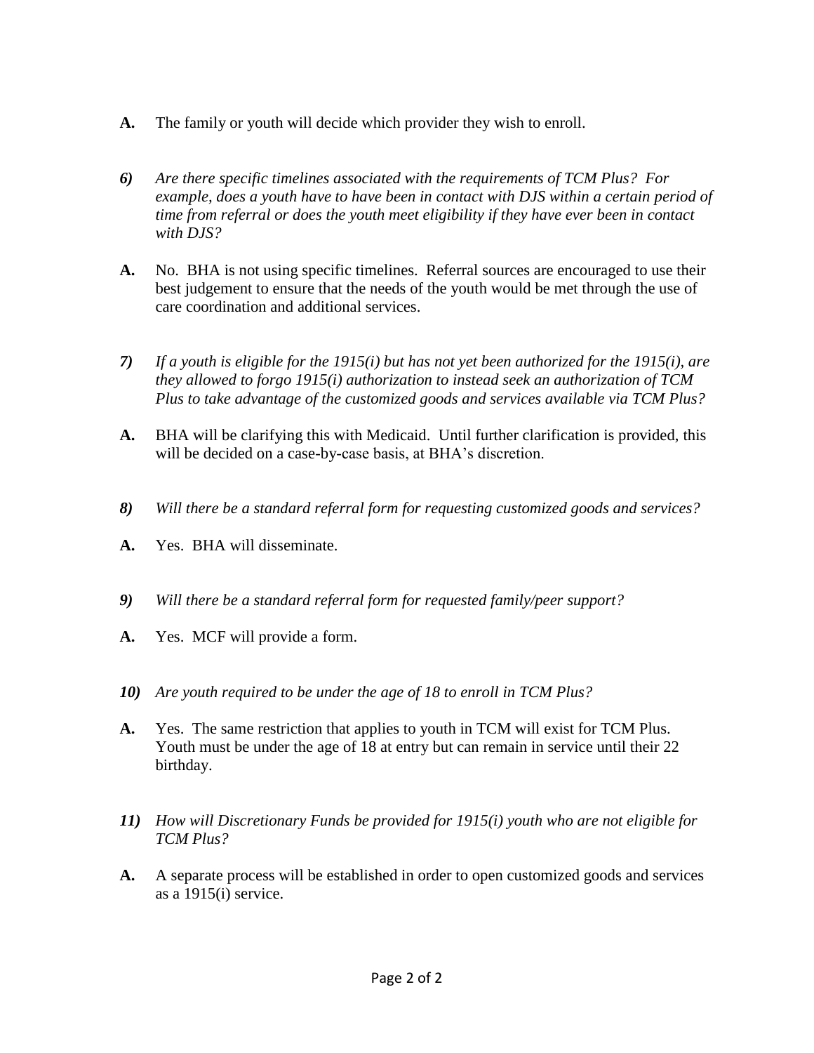**A.** The family or youth will decide which provider they wish to enroll.

***6)*** *Are there specific timelines associated with the requirements of TCM Plus? For example, does a youth have to have been in contact with DJS within a certain period of time from referral or does the youth meet eligibility if they have ever been in contact with DJS?*

**A.** No. BHA is not using specific timelines. Referral sources are encouraged to use their best judgement to ensure that the needs of the youth would be met through the use of care coordination and additional services.

***7)*** *If a youth is eligible for the 1915(i) but has not yet been authorized for the 1915(i), are they allowed to forgo 1915(i) authorization to instead seek an authorization of TCM Plus to take advantage of the customized goods and services available via TCM Plus?*

**A.** BHA will be clarifying this with Medicaid. Until further clarification is provided, this will be decided on a case-by-case basis, at BHA's discretion.

***8)*** *Will there be a standard referral form for requesting customized goods and services?*

**A.** Yes. BHA will disseminate.

***9)*** *Will there be a standard referral form for requested family/peer support?*

**A.** Yes. MCF will provide a form.

***10)*** *Are youth required to be under the age of 18 to enroll in TCM Plus?*

**A.** Yes. The same restriction that applies to youth in TCM will exist for TCM Plus. Youth must be under the age of 18 at entry but can remain in service until their 22 birthday.

***11)*** *How will Discretionary Funds be provided for 1915(i) youth who are not eligible for TCM Plus?*

**A.** A separate process will be established in order to open customized goods and services as a 1915(i) service.